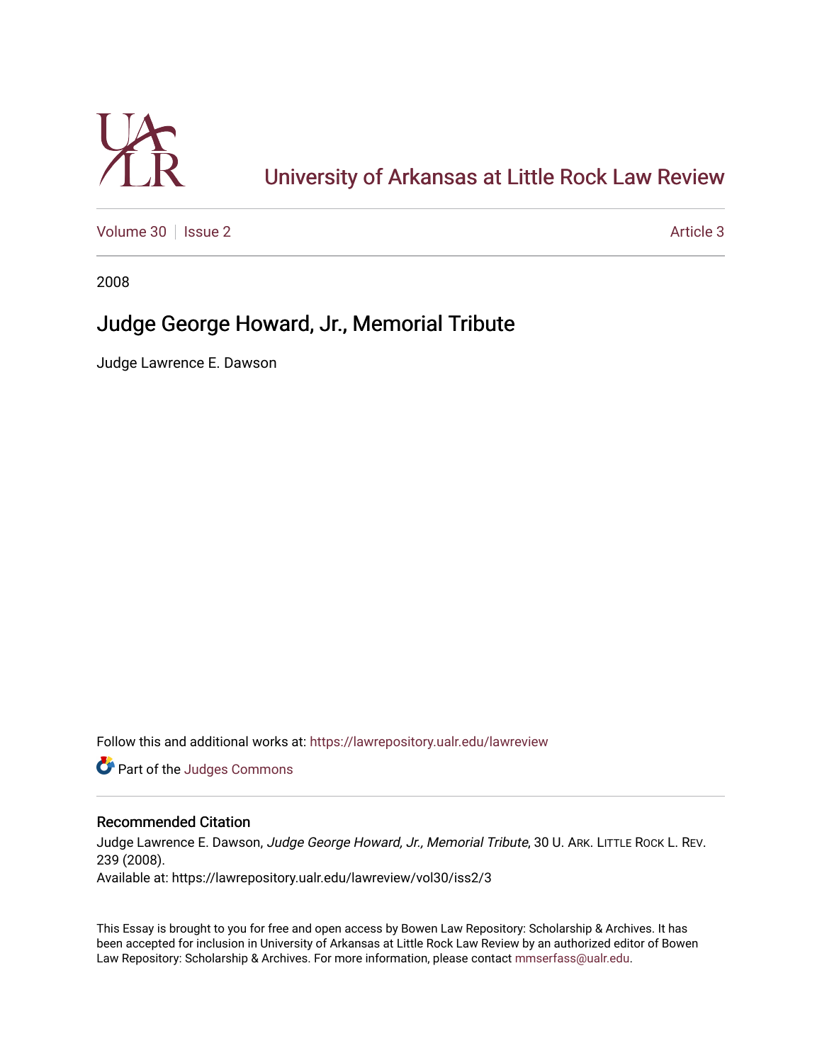University of Arkansas at Little Rock Law Review

Volume 30 | Issue 2 — Article 3

2008

# Judge George Howard, Jr., Memorial Tribute

Judge Lawrence E. Dawson

Follow this and additional works at: https://lawrepository.ualr.edu/lawreview

Part of the Judges Commons

## Recommended Citation

Judge Lawrence E. Dawson, *Judge George Howard, Jr., Memorial Tribute*, 30 U. ARK. LITTLE ROCK L. REV. 239 (2008).
Available at: https://lawrepository.ualr.edu/lawreview/vol30/iss2/3

This Essay is brought to you for free and open access by Bowen Law Repository: Scholarship & Archives. It has been accepted for inclusion in University of Arkansas at Little Rock Law Review by an authorized editor of Bowen Law Repository: Scholarship & Archives. For more information, please contact mmserfass@ualr.edu.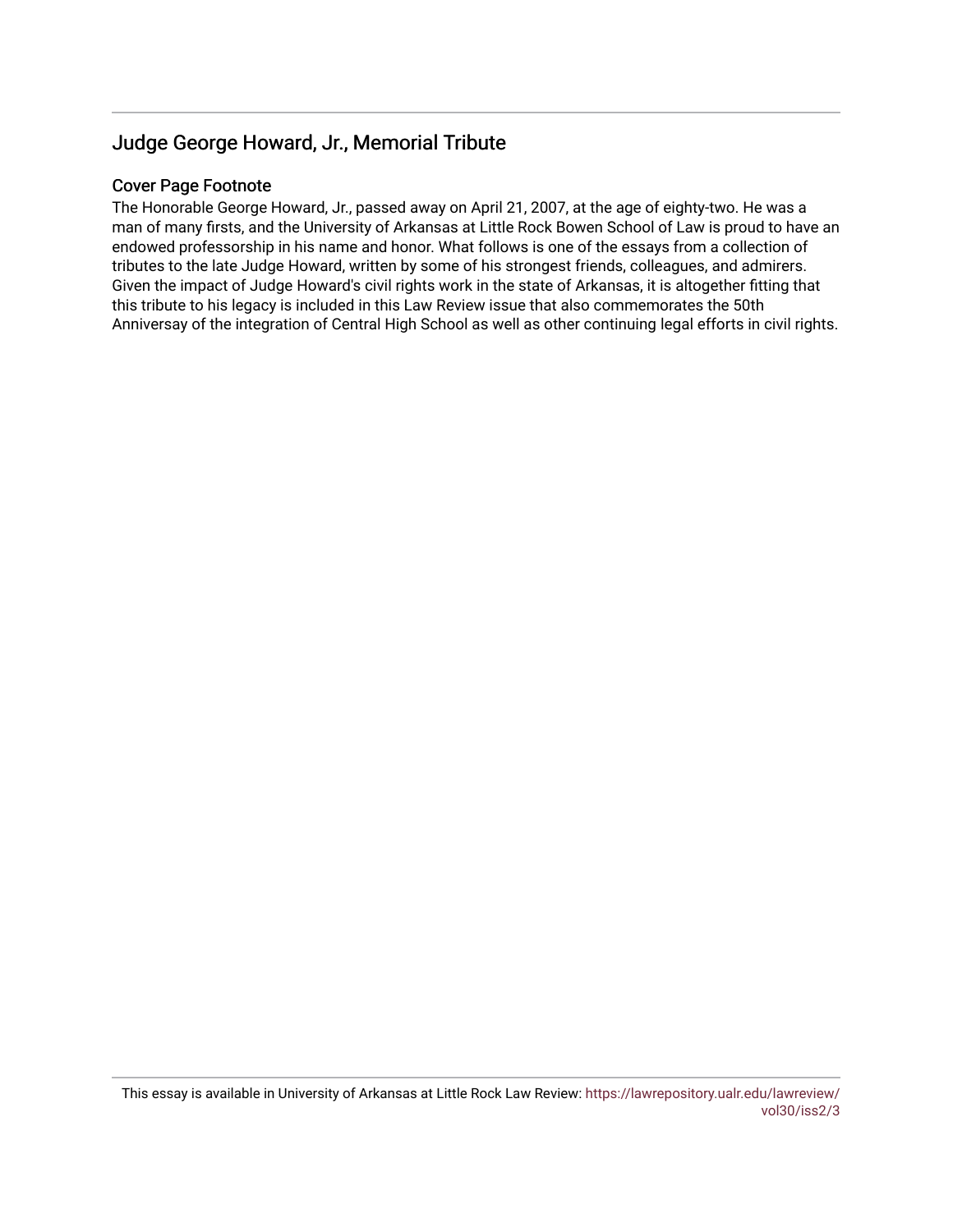## Judge George Howard, Jr., Memorial Tribute

### Cover Page Footnote

The Honorable George Howard, Jr., passed away on April 21, 2007, at the age of eighty-two. He was a man of many firsts, and the University of Arkansas at Little Rock Bowen School of Law is proud to have an endowed professorship in his name and honor. What follows is one of the essays from a collection of tributes to the late Judge Howard, written by some of his strongest friends, colleagues, and admirers. Given the impact of Judge Howard's civil rights work in the state of Arkansas, it is altogether fitting that this tribute to his legacy is included in this Law Review issue that also commemorates the 50th Anniversay of the integration of Central High School as well as other continuing legal efforts in civil rights.

This essay is available in University of Arkansas at Little Rock Law Review: https://lawrepository.ualr.edu/lawreview/vol30/iss2/3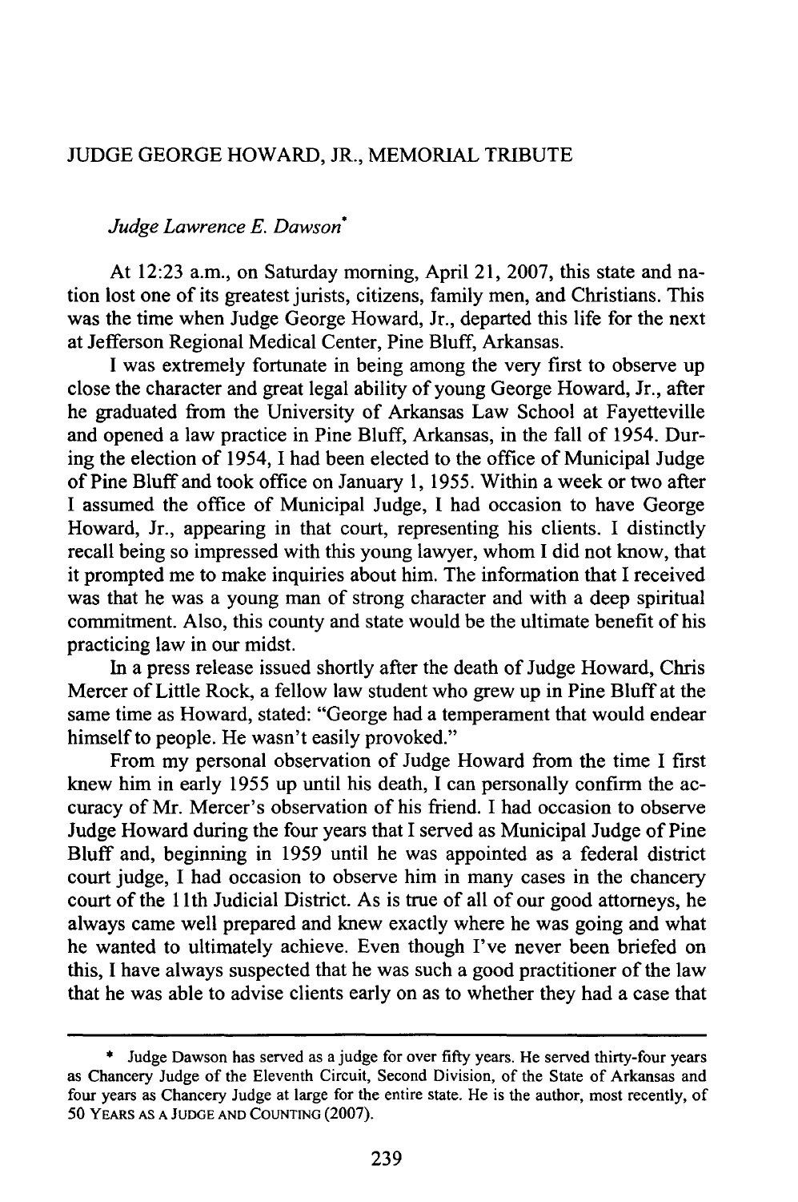## JUDGE GEORGE HOWARD, JR., MEMORIAL TRIBUTE

*Judge Lawrence E. Dawson*[*]

At 12:23 a.m., on Saturday morning, April 21, 2007, this state and nation lost one of its greatest jurists, citizens, family men, and Christians. This was the time when Judge George Howard, Jr., departed this life for the next at Jefferson Regional Medical Center, Pine Bluff, Arkansas.

I was extremely fortunate in being among the very first to observe up close the character and great legal ability of young George Howard, Jr., after he graduated from the University of Arkansas Law School at Fayetteville and opened a law practice in Pine Bluff, Arkansas, in the fall of 1954. During the election of 1954, I had been elected to the office of Municipal Judge of Pine Bluff and took office on January 1, 1955. Within a week or two after I assumed the office of Municipal Judge, I had occasion to have George Howard, Jr., appearing in that court, representing his clients. I distinctly recall being so impressed with this young lawyer, whom I did not know, that it prompted me to make inquiries about him. The information that I received was that he was a young man of strong character and with a deep spiritual commitment. Also, this county and state would be the ultimate benefit of his practicing law in our midst.

In a press release issued shortly after the death of Judge Howard, Chris Mercer of Little Rock, a fellow law student who grew up in Pine Bluff at the same time as Howard, stated: "George had a temperament that would endear himself to people. He wasn't easily provoked."

From my personal observation of Judge Howard from the time I first knew him in early 1955 up until his death, I can personally confirm the accuracy of Mr. Mercer's observation of his friend. I had occasion to observe Judge Howard during the four years that I served as Municipal Judge of Pine Bluff and, beginning in 1959 until he was appointed as a federal district court judge, I had occasion to observe him in many cases in the chancery court of the 11th Judicial District. As is true of all of our good attorneys, he always came well prepared and knew exactly where he was going and what he wanted to ultimately achieve. Even though I've never been briefed on this, I have always suspected that he was such a good practitioner of the law that he was able to advise clients early on as to whether they had a case that

---

[*] Judge Dawson has served as a judge for over fifty years. He served thirty-four years as Chancery Judge of the Eleventh Circuit, Second Division, of the State of Arkansas and four years as Chancery Judge at large for the entire state. He is the author, most recently, of 50 YEARS AS A JUDGE AND COUNTING (2007).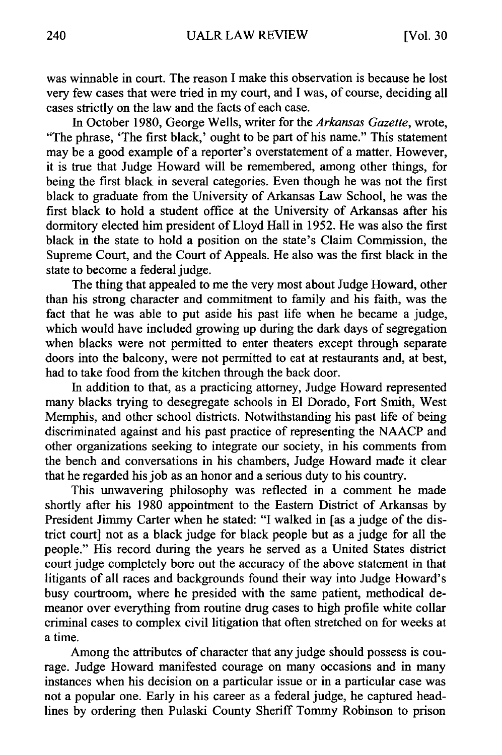was winnable in court. The reason I make this observation is because he lost very few cases that were tried in my court, and I was, of course, deciding all cases strictly on the law and the facts of each case.

In October 1980, George Wells, writer for the *Arkansas Gazette*, wrote, "The phrase, 'The first black,' ought to be part of his name." This statement may be a good example of a reporter's overstatement of a matter. However, it is true that Judge Howard will be remembered, among other things, for being the first black in several categories. Even though he was not the first black to graduate from the University of Arkansas Law School, he was the first black to hold a student office at the University of Arkansas after his dormitory elected him president of Lloyd Hall in 1952. He was also the first black in the state to hold a position on the state's Claim Commission, the Supreme Court, and the Court of Appeals. He also was the first black in the state to become a federal judge.

The thing that appealed to me the very most about Judge Howard, other than his strong character and commitment to family and his faith, was the fact that he was able to put aside his past life when he became a judge, which would have included growing up during the dark days of segregation when blacks were not permitted to enter theaters except through separate doors into the balcony, were not permitted to eat at restaurants and, at best, had to take food from the kitchen through the back door.

In addition to that, as a practicing attorney, Judge Howard represented many blacks trying to desegregate schools in El Dorado, Fort Smith, West Memphis, and other school districts. Notwithstanding his past life of being discriminated against and his past practice of representing the NAACP and other organizations seeking to integrate our society, in his comments from the bench and conversations in his chambers, Judge Howard made it clear that he regarded his job as an honor and a serious duty to his country.

This unwavering philosophy was reflected in a comment he made shortly after his 1980 appointment to the Eastern District of Arkansas by President Jimmy Carter when he stated: "I walked in [as a judge of the district court] not as a black judge for black people but as a judge for all the people." His record during the years he served as a United States district court judge completely bore out the accuracy of the above statement in that litigants of all races and backgrounds found their way into Judge Howard's busy courtroom, where he presided with the same patient, methodical demeanor over everything from routine drug cases to high profile white collar criminal cases to complex civil litigation that often stretched on for weeks at a time.

Among the attributes of character that any judge should possess is courage. Judge Howard manifested courage on many occasions and in many instances when his decision on a particular issue or in a particular case was not a popular one. Early in his career as a federal judge, he captured headlines by ordering then Pulaski County Sheriff Tommy Robinson to prison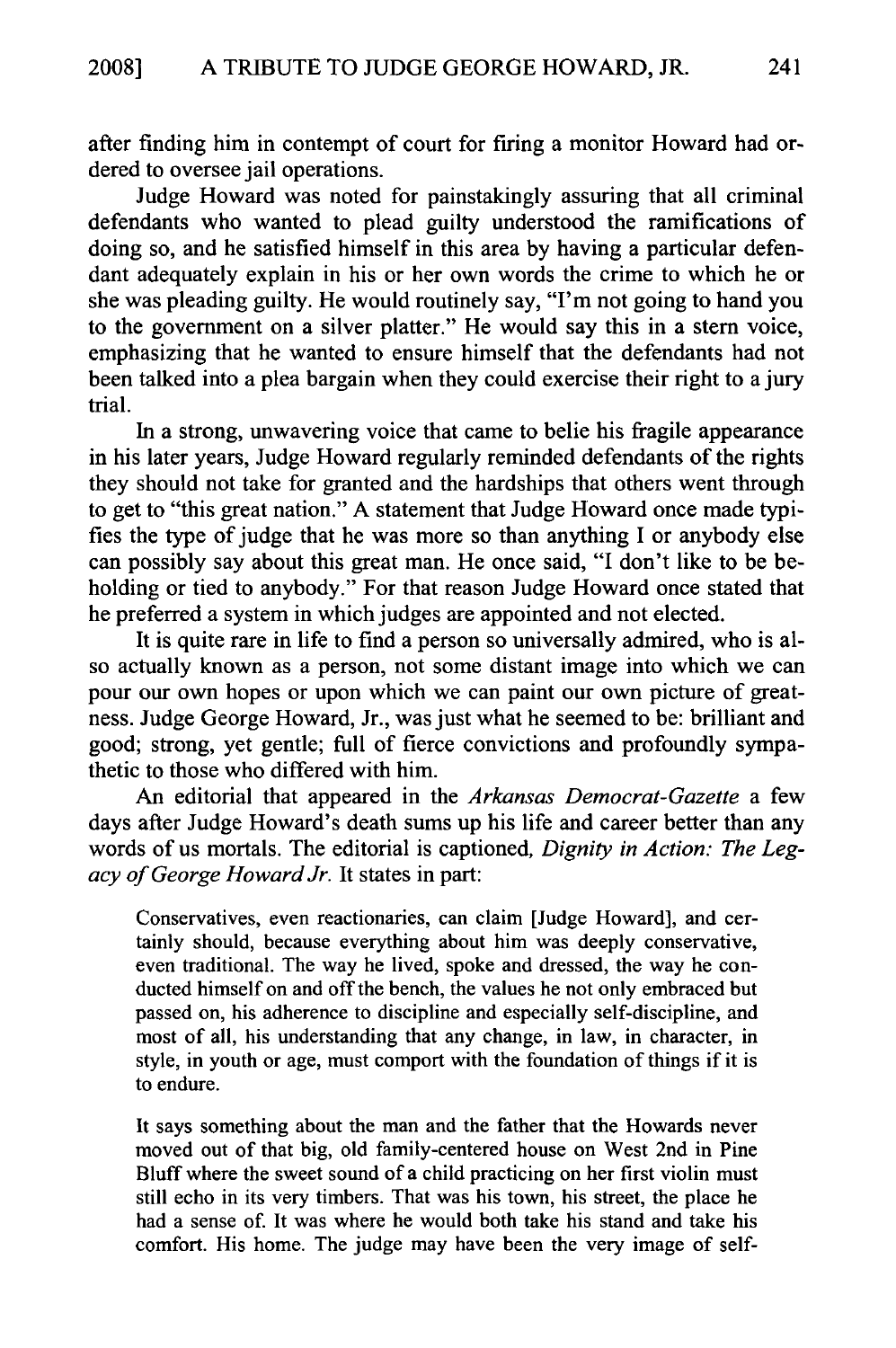after finding him in contempt of court for firing a monitor Howard had ordered to oversee jail operations.

Judge Howard was noted for painstakingly assuring that all criminal defendants who wanted to plead guilty understood the ramifications of doing so, and he satisfied himself in this area by having a particular defendant adequately explain in his or her own words the crime to which he or she was pleading guilty. He would routinely say, "I'm not going to hand you to the government on a silver platter." He would say this in a stern voice, emphasizing that he wanted to ensure himself that the defendants had not been talked into a plea bargain when they could exercise their right to a jury trial.

In a strong, unwavering voice that came to belie his fragile appearance in his later years, Judge Howard regularly reminded defendants of the rights they should not take for granted and the hardships that others went through to get to "this great nation." A statement that Judge Howard once made typifies the type of judge that he was more so than anything I or anybody else can possibly say about this great man. He once said, "I don't like to be beholding or tied to anybody." For that reason Judge Howard once stated that he preferred a system in which judges are appointed and not elected.

It is quite rare in life to find a person so universally admired, who is also actually known as a person, not some distant image into which we can pour our own hopes or upon which we can paint our own picture of greatness. Judge George Howard, Jr., was just what he seemed to be: brilliant and good; strong, yet gentle; full of fierce convictions and profoundly sympathetic to those who differed with him.

An editorial that appeared in the *Arkansas Democrat-Gazette* a few days after Judge Howard's death sums up his life and career better than any words of us mortals. The editorial is captioned, *Dignity in Action: The Legacy of George Howard Jr.* It states in part:

> Conservatives, even reactionaries, can claim [Judge Howard], and certainly should, because everything about him was deeply conservative, even traditional. The way he lived, spoke and dressed, the way he conducted himself on and off the bench, the values he not only embraced but passed on, his adherence to discipline and especially self-discipline, and most of all, his understanding that any change, in law, in character, in style, in youth or age, must comport with the foundation of things if it is to endure.
>
> It says something about the man and the father that the Howards never moved out of that big, old family-centered house on West 2nd in Pine Bluff where the sweet sound of a child practicing on her first violin must still echo in its very timbers. That was his town, his street, the place he had a sense of. It was where he would both take his stand and take his comfort. His home. The judge may have been the very image of self-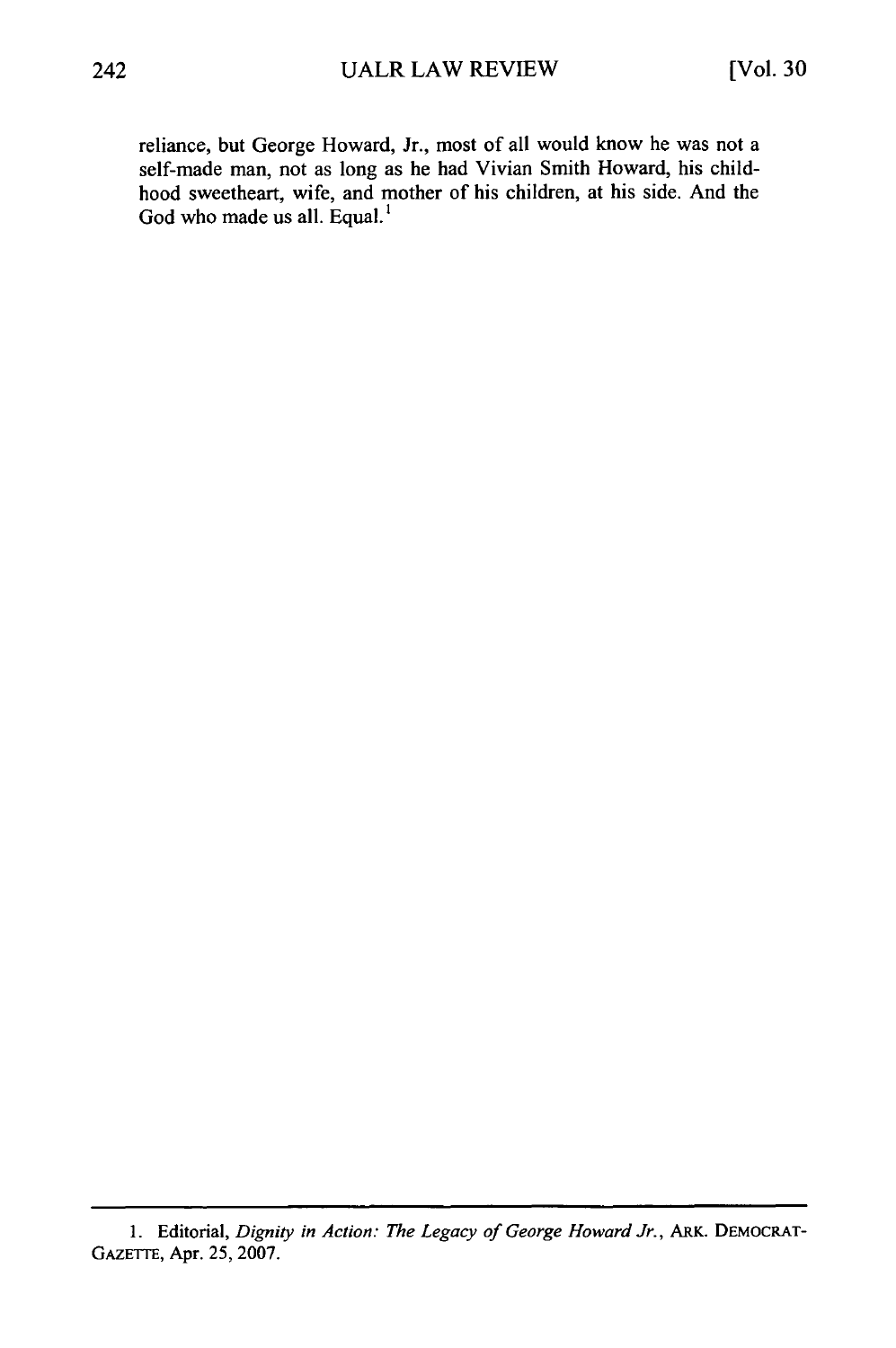reliance, but George Howard, Jr., most of all would know he was not a self-made man, not as long as he had Vivian Smith Howard, his childhood sweetheart, wife, and mother of his children, at his side. And the God who made us all. Equal.[1]

---

1. Editorial, *Dignity in Action: The Legacy of George Howard Jr.*, ARK. DEMOCRAT-GAZETTE, Apr. 25, 2007.